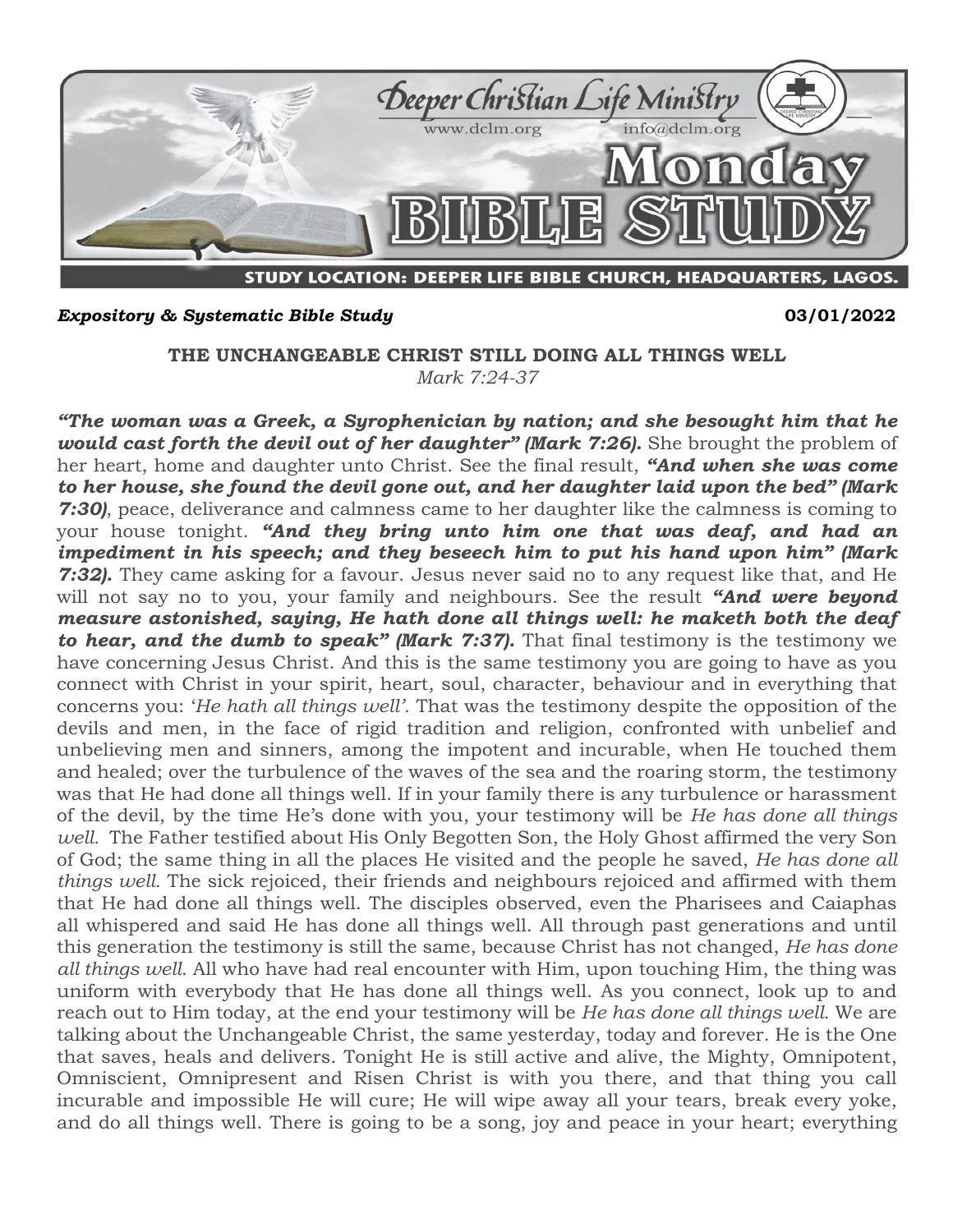Deeper Christian Life Ministry
www.dclm.org info@dclm.org

# Monday BIBLE STUDY

STUDY LOCATION: DEEPER LIFE BIBLE CHURCH, HEADQUARTERS, LAGOS.

***Expository & Systematic Bible Study*** **03/01/2022**

## THE UNCHANGEABLE CHRIST STILL DOING ALL THINGS WELL

*Mark 7:24-37*

***"The woman was a Greek, a Syrophenician by nation; and she besought him that he would cast forth the devil out of her daughter" (Mark 7:26).*** She brought the problem of her heart, home and daughter unto Christ. See the final result, ***"And when she was come to her house, she found the devil gone out, and her daughter laid upon the bed" (Mark 7:30)***, peace, deliverance and calmness came to her daughter like the calmness is coming to your house tonight. ***"And they bring unto him one that was deaf, and had an impediment in his speech; and they beseech him to put his hand upon him" (Mark 7:32).*** They came asking for a favour. Jesus never said no to any request like that, and He will not say no to you, your family and neighbours. See the result ***"And were beyond measure astonished, saying, He hath done all things well: he maketh both the deaf to hear, and the dumb to speak" (Mark 7:37).*** That final testimony is the testimony we have concerning Jesus Christ. And this is the same testimony you are going to have as you connect with Christ in your spirit, heart, soul, character, behaviour and in everything that concerns you: '*He hath all things well'.* That was the testimony despite the opposition of the devils and men, in the face of rigid tradition and religion, confronted with unbelief and unbelieving men and sinners, among the impotent and incurable, when He touched them and healed; over the turbulence of the waves of the sea and the roaring storm, the testimony was that He had done all things well. If in your family there is any turbulence or harassment of the devil, by the time He's done with you, your testimony will be *He has done all things well.* The Father testified about His Only Begotten Son, the Holy Ghost affirmed the very Son of God; the same thing in all the places He visited and the people he saved, *He has done all things well.* The sick rejoiced, their friends and neighbours rejoiced and affirmed with them that He had done all things well. The disciples observed, even the Pharisees and Caiaphas all whispered and said He has done all things well. All through past generations and until this generation the testimony is still the same, because Christ has not changed, *He has done all things well.* All who have had real encounter with Him, upon touching Him, the thing was uniform with everybody that He has done all things well. As you connect, look up to and reach out to Him today, at the end your testimony will be *He has done all things well.* We are talking about the Unchangeable Christ, the same yesterday, today and forever. He is the One that saves, heals and delivers. Tonight He is still active and alive, the Mighty, Omnipotent, Omniscient, Omnipresent and Risen Christ is with you there, and that thing you call incurable and impossible He will cure; He will wipe away all your tears, break every yoke, and do all things well. There is going to be a song, joy and peace in your heart; everything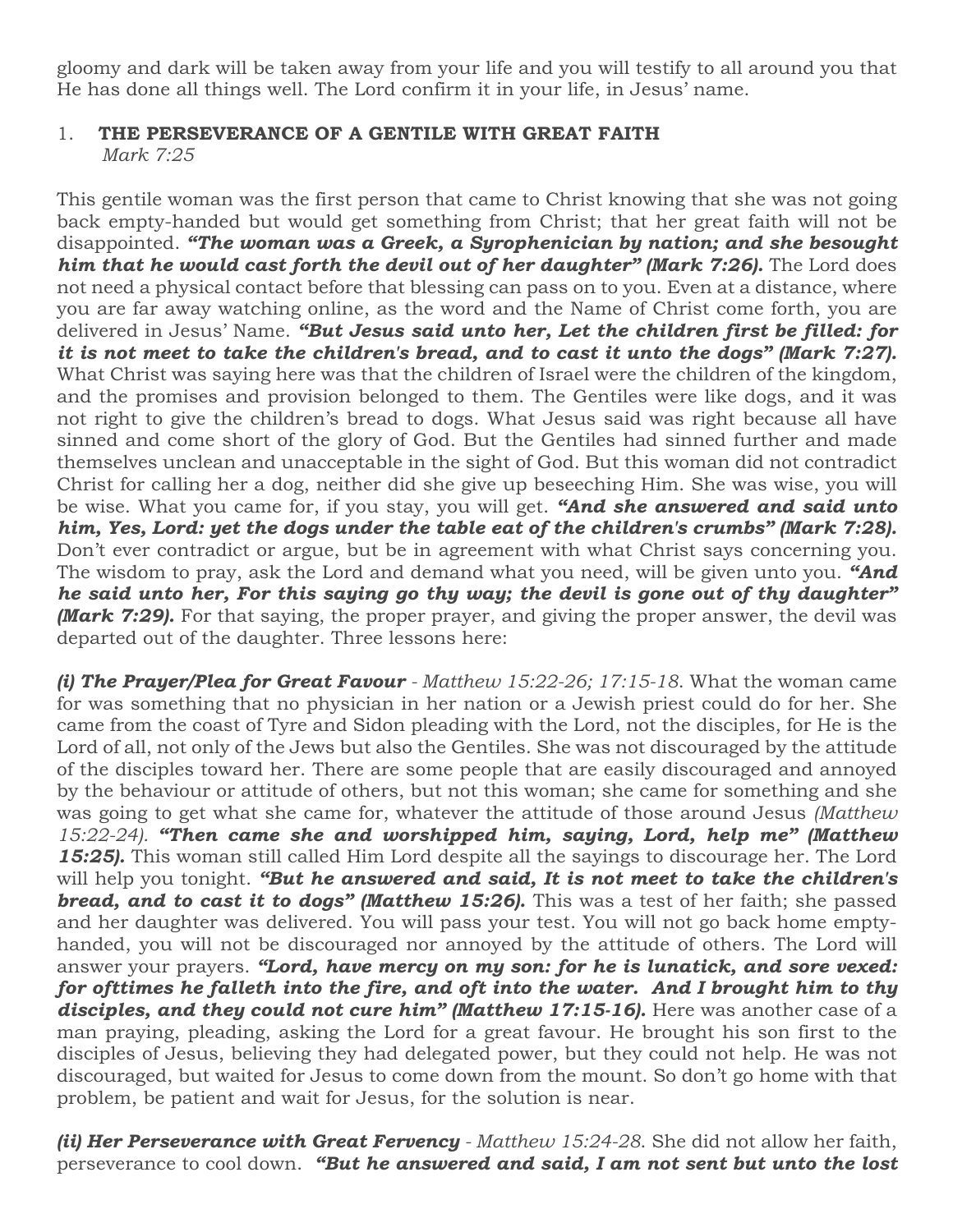gloomy and dark will be taken away from your life and you will testify to all around you that He has done all things well. The Lord confirm it in your life, in Jesus' name.

## 1. THE PERSEVERANCE OF A GENTILE WITH GREAT FAITH

*Mark 7:25*

This gentile woman was the first person that came to Christ knowing that she was not going back empty-handed but would get something from Christ; that her great faith will not be disappointed. ***"The woman was a Greek, a Syrophenician by nation; and she besought him that he would cast forth the devil out of her daughter" (Mark 7:26).*** The Lord does not need a physical contact before that blessing can pass on to you. Even at a distance, where you are far away watching online, as the word and the Name of Christ come forth, you are delivered in Jesus' Name. ***"But Jesus said unto her, Let the children first be filled: for it is not meet to take the children's bread, and to cast it unto the dogs" (Mark 7:27).*** What Christ was saying here was that the children of Israel were the children of the kingdom, and the promises and provision belonged to them. The Gentiles were like dogs, and it was not right to give the children's bread to dogs. What Jesus said was right because all have sinned and come short of the glory of God. But the Gentiles had sinned further and made themselves unclean and unacceptable in the sight of God. But this woman did not contradict Christ for calling her a dog, neither did she give up beseeching Him. She was wise, you will be wise. What you came for, if you stay, you will get. ***"And she answered and said unto him, Yes, Lord: yet the dogs under the table eat of the children's crumbs" (Mark 7:28).*** Don't ever contradict or argue, but be in agreement with what Christ says concerning you. The wisdom to pray, ask the Lord and demand what you need, will be given unto you. ***"And he said unto her, For this saying go thy way; the devil is gone out of thy daughter" (Mark 7:29).*** For that saying, the proper prayer, and giving the proper answer, the devil was departed out of the daughter. Three lessons here:

***(i) The Prayer/Plea for Great Favour*** - *Matthew 15:22-26; 17:15-18*. What the woman came for was something that no physician in her nation or a Jewish priest could do for her. She came from the coast of Tyre and Sidon pleading with the Lord, not the disciples, for He is the Lord of all, not only of the Jews but also the Gentiles. She was not discouraged by the attitude of the disciples toward her. There are some people that are easily discouraged and annoyed by the behaviour or attitude of others, but not this woman; she came for something and she was going to get what she came for, whatever the attitude of those around Jesus *(Matthew 15:22-24).* ***"Then came she and worshipped him, saying, Lord, help me" (Matthew 15:25).*** This woman still called Him Lord despite all the sayings to discourage her. The Lord will help you tonight. ***"But he answered and said, It is not meet to take the children's bread, and to cast it to dogs" (Matthew 15:26).*** This was a test of her faith; she passed and her daughter was delivered. You will pass your test. You will not go back home empty-handed, you will not be discouraged nor annoyed by the attitude of others. The Lord will answer your prayers. ***"Lord, have mercy on my son: for he is lunatick, and sore vexed: for ofttimes he falleth into the fire, and oft into the water. And I brought him to thy disciples, and they could not cure him" (Matthew 17:15-16).*** Here was another case of a man praying, pleading, asking the Lord for a great favour. He brought his son first to the disciples of Jesus, believing they had delegated power, but they could not help. He was not discouraged, but waited for Jesus to come down from the mount. So don't go home with that problem, be patient and wait for Jesus, for the solution is near.

***(ii) Her Perseverance with Great Fervency*** - *Matthew 15:24-28*. She did not allow her faith, perseverance to cool down. ***"But he answered and said, I am not sent but unto the lost***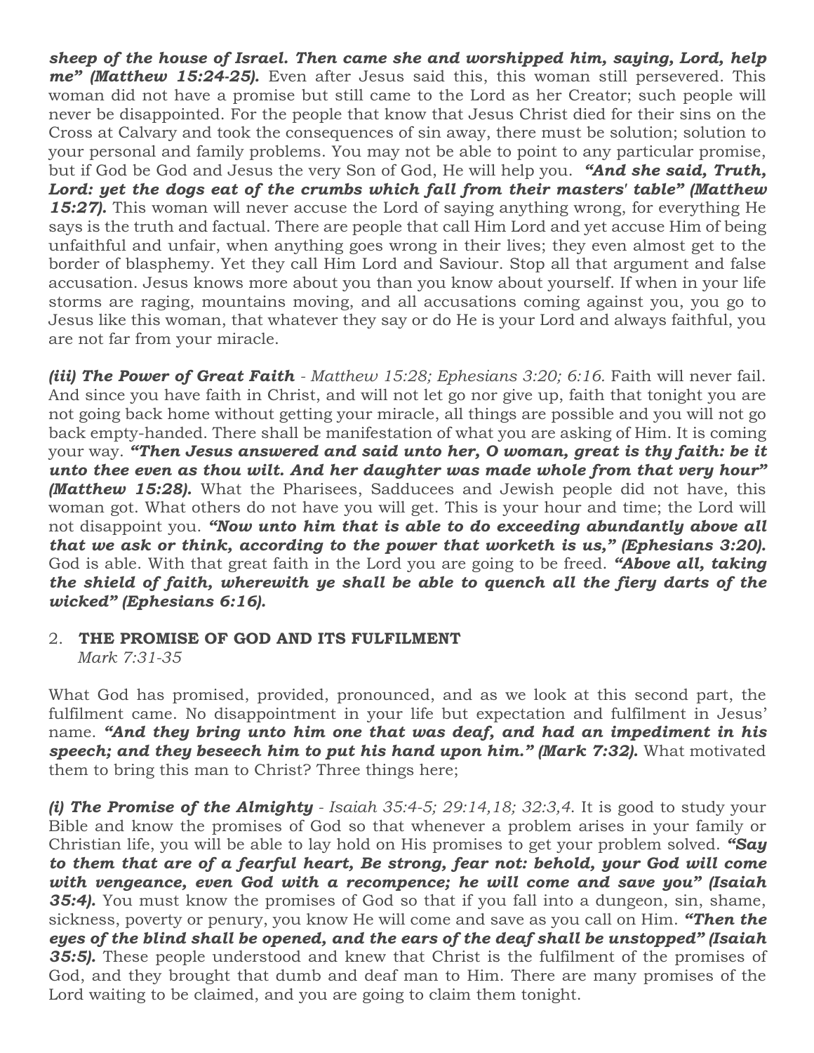***sheep of the house of Israel. Then came she and worshipped him, saying, Lord, help me" (Matthew 15:24-25).*** Even after Jesus said this, this woman still persevered. This woman did not have a promise but still came to the Lord as her Creator; such people will never be disappointed. For the people that know that Jesus Christ died for their sins on the Cross at Calvary and took the consequences of sin away, there must be solution; solution to your personal and family problems. You may not be able to point to any particular promise, but if God be God and Jesus the very Son of God, He will help you. ***"And she said, Truth, Lord: yet the dogs eat of the crumbs which fall from their masters' table" (Matthew 15:27).*** This woman will never accuse the Lord of saying anything wrong, for everything He says is the truth and factual. There are people that call Him Lord and yet accuse Him of being unfaithful and unfair, when anything goes wrong in their lives; they even almost get to the border of blasphemy. Yet they call Him Lord and Saviour. Stop all that argument and false accusation. Jesus knows more about you than you know about yourself. If when in your life storms are raging, mountains moving, and all accusations coming against you, you go to Jesus like this woman, that whatever they say or do He is your Lord and always faithful, you are not far from your miracle.

***(iii) The Power of Great Faith*** - *Matthew 15:28; Ephesians 3:20; 6:16*. Faith will never fail. And since you have faith in Christ, and will not let go nor give up, faith that tonight you are not going back home without getting your miracle, all things are possible and you will not go back empty-handed. There shall be manifestation of what you are asking of Him. It is coming your way. ***"Then Jesus answered and said unto her, O woman, great is thy faith: be it unto thee even as thou wilt. And her daughter was made whole from that very hour" (Matthew 15:28).*** What the Pharisees, Sadducees and Jewish people did not have, this woman got. What others do not have you will get. This is your hour and time; the Lord will not disappoint you. ***"Now unto him that is able to do exceeding abundantly above all that we ask or think, according to the power that worketh is us," (Ephesians 3:20).*** God is able. With that great faith in the Lord you are going to be freed. ***"Above all, taking the shield of faith, wherewith ye shall be able to quench all the fiery darts of the wicked" (Ephesians 6:16).***

2. **THE PROMISE OF GOD AND ITS FULFILMENT**
   *Mark 7:31-35*

What God has promised, provided, pronounced, and as we look at this second part, the fulfilment came. No disappointment in your life but expectation and fulfilment in Jesus' name. ***"And they bring unto him one that was deaf, and had an impediment in his speech; and they beseech him to put his hand upon him." (Mark 7:32).*** What motivated them to bring this man to Christ? Three things here;

***(i) The Promise of the Almighty*** - *Isaiah 35:4-5; 29:14,18; 32:3,4*. It is good to study your Bible and know the promises of God so that whenever a problem arises in your family or Christian life, you will be able to lay hold on His promises to get your problem solved. ***"Say to them that are of a fearful heart, Be strong, fear not: behold, your God will come with vengeance, even God with a recompence; he will come and save you" (Isaiah 35:4).*** You must know the promises of God so that if you fall into a dungeon, sin, shame, sickness, poverty or penury, you know He will come and save as you call on Him. ***"Then the eyes of the blind shall be opened, and the ears of the deaf shall be unstopped" (Isaiah 35:5).*** These people understood and knew that Christ is the fulfilment of the promises of God, and they brought that dumb and deaf man to Him. There are many promises of the Lord waiting to be claimed, and you are going to claim them tonight.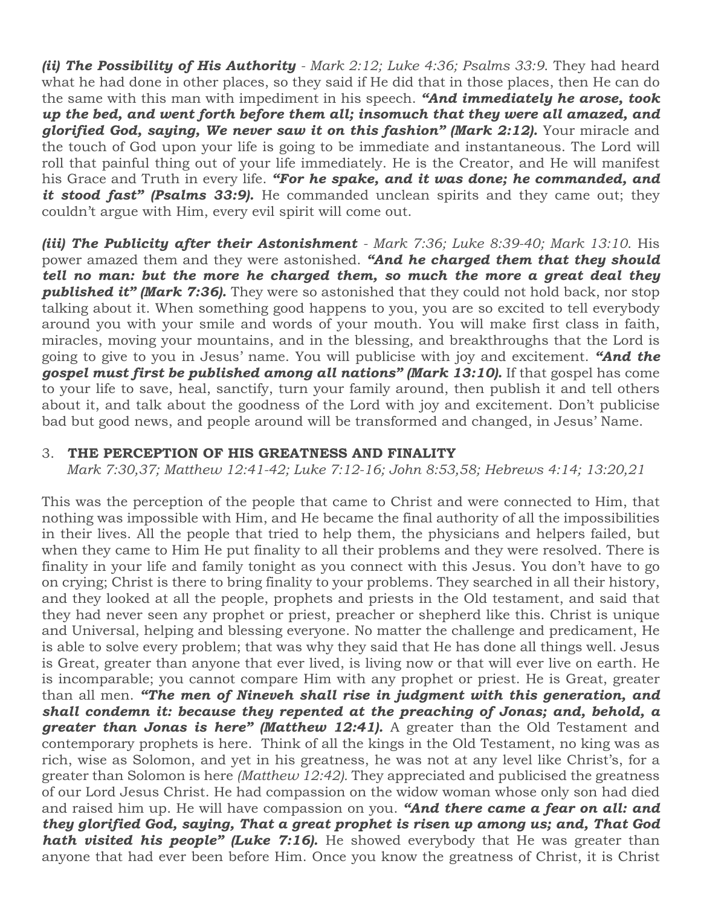***(ii) The Possibility of His Authority*** - *Mark 2:12; Luke 4:36; Psalms 33:9*. They had heard what he had done in other places, so they said if He did that in those places, then He can do the same with this man with impediment in his speech. ***"And immediately he arose, took up the bed, and went forth before them all; insomuch that they were all amazed, and glorified God, saying, We never saw it on this fashion" (Mark 2:12).*** Your miracle and the touch of God upon your life is going to be immediate and instantaneous. The Lord will roll that painful thing out of your life immediately. He is the Creator, and He will manifest his Grace and Truth in every life. ***"For he spake, and it was done; he commanded, and it stood fast" (Psalms 33:9).*** He commanded unclean spirits and they came out; they couldn't argue with Him, every evil spirit will come out.

***(iii) The Publicity after their Astonishment*** - *Mark 7:36; Luke 8:39-40; Mark 13:10*. His power amazed them and they were astonished. ***"And he charged them that they should tell no man: but the more he charged them, so much the more a great deal they published it" (Mark 7:36).*** They were so astonished that they could not hold back, nor stop talking about it. When something good happens to you, you are so excited to tell everybody around you with your smile and words of your mouth. You will make first class in faith, miracles, moving your mountains, and in the blessing, and breakthroughs that the Lord is going to give to you in Jesus' name. You will publicise with joy and excitement. ***"And the gospel must first be published among all nations" (Mark 13:10).*** If that gospel has come to your life to save, heal, sanctify, turn your family around, then publish it and tell others about it, and talk about the goodness of the Lord with joy and excitement. Don't publicise bad but good news, and people around will be transformed and changed, in Jesus' Name.

3. **THE PERCEPTION OF HIS GREATNESS AND FINALITY**
   *Mark 7:30,37; Matthew 12:41-42; Luke 7:12-16; John 8:53,58; Hebrews 4:14; 13:20,21*

This was the perception of the people that came to Christ and were connected to Him, that nothing was impossible with Him, and He became the final authority of all the impossibilities in their lives. All the people that tried to help them, the physicians and helpers failed, but when they came to Him He put finality to all their problems and they were resolved. There is finality in your life and family tonight as you connect with this Jesus. You don't have to go on crying; Christ is there to bring finality to your problems. They searched in all their history, and they looked at all the people, prophets and priests in the Old testament, and said that they had never seen any prophet or priest, preacher or shepherd like this. Christ is unique and Universal, helping and blessing everyone. No matter the challenge and predicament, He is able to solve every problem; that was why they said that He has done all things well. Jesus is Great, greater than anyone that ever lived, is living now or that will ever live on earth. He is incomparable; you cannot compare Him with any prophet or priest. He is Great, greater than all men. ***"The men of Nineveh shall rise in judgment with this generation, and shall condemn it: because they repented at the preaching of Jonas; and, behold, a greater than Jonas is here" (Matthew 12:41).*** A greater than the Old Testament and contemporary prophets is here. Think of all the kings in the Old Testament, no king was as rich, wise as Solomon, and yet in his greatness, he was not at any level like Christ's, for a greater than Solomon is here *(Matthew 12:42)*. They appreciated and publicised the greatness of our Lord Jesus Christ. He had compassion on the widow woman whose only son had died and raised him up. He will have compassion on you. ***"And there came a fear on all: and they glorified God, saying, That a great prophet is risen up among us; and, That God hath visited his people" (Luke 7:16).*** He showed everybody that He was greater than anyone that had ever been before Him. Once you know the greatness of Christ, it is Christ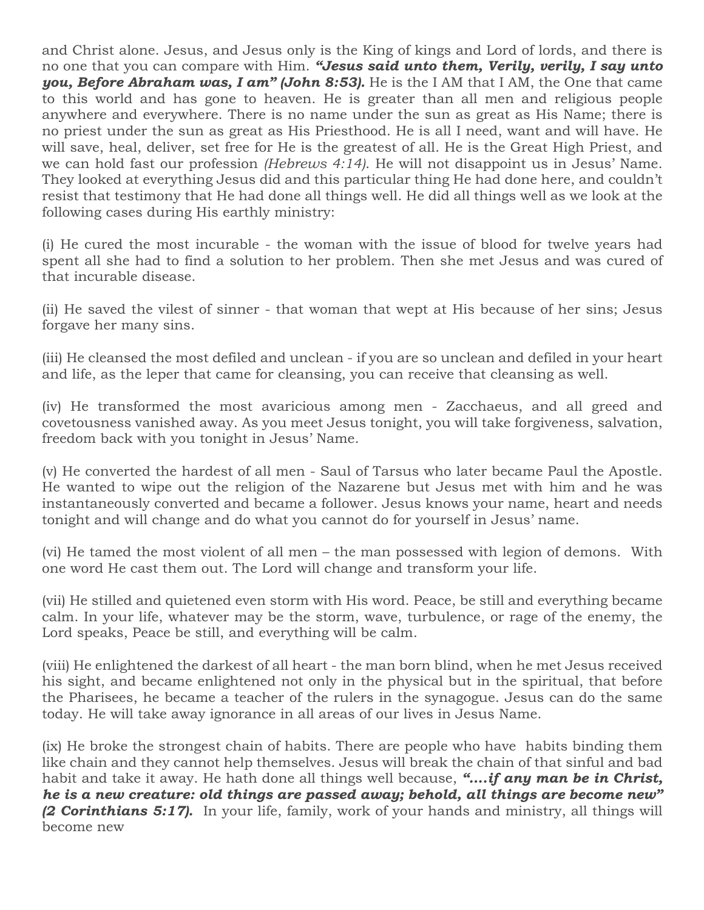and Christ alone. Jesus, and Jesus only is the King of kings and Lord of lords, and there is no one that you can compare with Him. ***"Jesus said unto them, Verily, verily, I say unto you, Before Abraham was, I am" (John 8:53).*** He is the I AM that I AM, the One that came to this world and has gone to heaven. He is greater than all men and religious people anywhere and everywhere. There is no name under the sun as great as His Name; there is no priest under the sun as great as His Priesthood. He is all I need, want and will have. He will save, heal, deliver, set free for He is the greatest of all. He is the Great High Priest, and we can hold fast our profession *(Hebrews 4:14)*. He will not disappoint us in Jesus' Name. They looked at everything Jesus did and this particular thing He had done here, and couldn't resist that testimony that He had done all things well. He did all things well as we look at the following cases during His earthly ministry:

(i) He cured the most incurable - the woman with the issue of blood for twelve years had spent all she had to find a solution to her problem. Then she met Jesus and was cured of that incurable disease.

(ii) He saved the vilest of sinner - that woman that wept at His because of her sins; Jesus forgave her many sins.

(iii) He cleansed the most defiled and unclean - if you are so unclean and defiled in your heart and life, as the leper that came for cleansing, you can receive that cleansing as well.

(iv) He transformed the most avaricious among men - Zacchaeus, and all greed and covetousness vanished away. As you meet Jesus tonight, you will take forgiveness, salvation, freedom back with you tonight in Jesus' Name.

(v) He converted the hardest of all men - Saul of Tarsus who later became Paul the Apostle. He wanted to wipe out the religion of the Nazarene but Jesus met with him and he was instantaneously converted and became a follower. Jesus knows your name, heart and needs tonight and will change and do what you cannot do for yourself in Jesus' name.

(vi) He tamed the most violent of all men – the man possessed with legion of demons. With one word He cast them out. The Lord will change and transform your life.

(vii) He stilled and quietened even storm with His word. Peace, be still and everything became calm. In your life, whatever may be the storm, wave, turbulence, or rage of the enemy, the Lord speaks, Peace be still, and everything will be calm.

(viii) He enlightened the darkest of all heart - the man born blind, when he met Jesus received his sight, and became enlightened not only in the physical but in the spiritual, that before the Pharisees, he became a teacher of the rulers in the synagogue. Jesus can do the same today. He will take away ignorance in all areas of our lives in Jesus Name.

(ix) He broke the strongest chain of habits. There are people who have habits binding them like chain and they cannot help themselves. Jesus will break the chain of that sinful and bad habit and take it away. He hath done all things well because, ***"....if any man be in Christ, he is a new creature: old things are passed away; behold, all things are become new" (2 Corinthians 5:17).*** In your life, family, work of your hands and ministry, all things will become new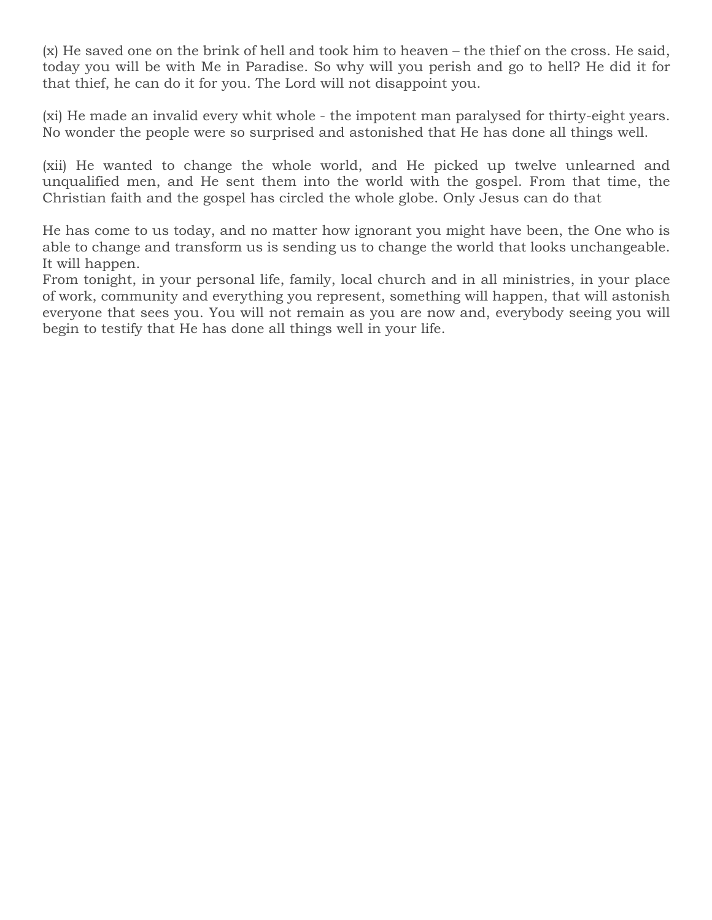(x) He saved one on the brink of hell and took him to heaven – the thief on the cross. He said, today you will be with Me in Paradise. So why will you perish and go to hell? He did it for that thief, he can do it for you. The Lord will not disappoint you.

(xi) He made an invalid every whit whole - the impotent man paralysed for thirty-eight years. No wonder the people were so surprised and astonished that He has done all things well.

(xii) He wanted to change the whole world, and He picked up twelve unlearned and unqualified men, and He sent them into the world with the gospel. From that time, the Christian faith and the gospel has circled the whole globe. Only Jesus can do that

He has come to us today, and no matter how ignorant you might have been, the One who is able to change and transform us is sending us to change the world that looks unchangeable. It will happen.
From tonight, in your personal life, family, local church and in all ministries, in your place of work, community and everything you represent, something will happen, that will astonish everyone that sees you. You will not remain as you are now and, everybody seeing you will begin to testify that He has done all things well in your life.